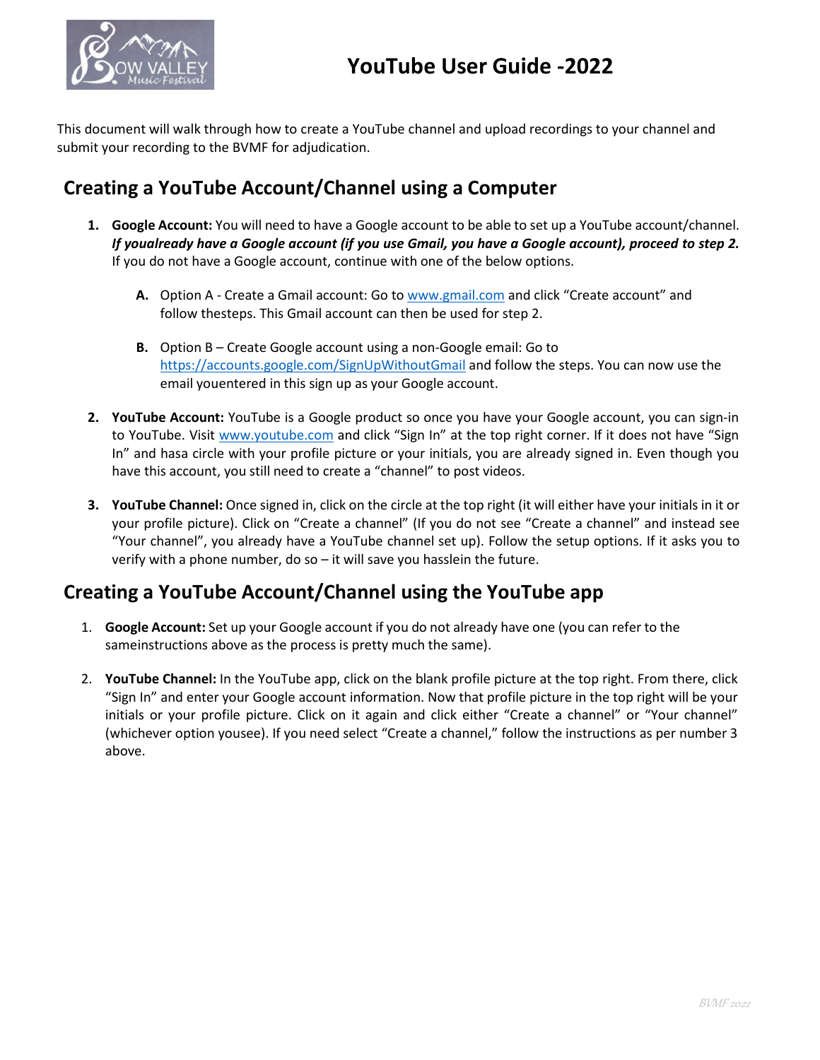# YouTube User Guide -2022

This document will walk through how to create a YouTube channel and upload recordings to your channel and submit your recording to the BVMF for adjudication.

## Creating a YouTube Account/Channel using a Computer

1. **Google Account:** You will need to have a Google account to be able to set up a YouTube account/channel. ***If youalready have a Google account (if you use Gmail, you have a Google account), proceed to step 2.*** If you do not have a Google account, continue with one of the below options.

   **A.** Option A - Create a Gmail account: Go to [www.gmail.com](www.gmail.com) and click "Create account" and follow thesteps. This Gmail account can then be used for step 2.

   **B.** Option B – Create Google account using a non-Google email: Go to [https://accounts.google.com/SignUpWithoutGmail](https://accounts.google.com/SignUpWithoutGmail) and follow the steps. You can now use the email youentered in this sign up as your Google account.

2. **YouTube Account:** YouTube is a Google product so once you have your Google account, you can sign-in to YouTube. Visit [www.youtube.com](www.youtube.com) and click "Sign In" at the top right corner. If it does not have "Sign In" and hasa circle with your profile picture or your initials, you are already signed in. Even though you have this account, you still need to create a "channel" to post videos.

3. **YouTube Channel:** Once signed in, click on the circle at the top right (it will either have your initials in it or your profile picture). Click on "Create a channel" (If you do not see "Create a channel" and instead see "Your channel", you already have a YouTube channel set up). Follow the setup options. If it asks you to verify with a phone number, do so – it will save you hasslein the future.

## Creating a YouTube Account/Channel using the YouTube app

1. **Google Account:** Set up your Google account if you do not already have one (you can refer to the sameinstructions above as the process is pretty much the same).

2. **YouTube Channel:** In the YouTube app, click on the blank profile picture at the top right. From there, click "Sign In" and enter your Google account information. Now that profile picture in the top right will be your initials or your profile picture. Click on it again and click either "Create a channel" or "Your channel" (whichever option yousee). If you need select "Create a channel," follow the instructions as per number 3 above.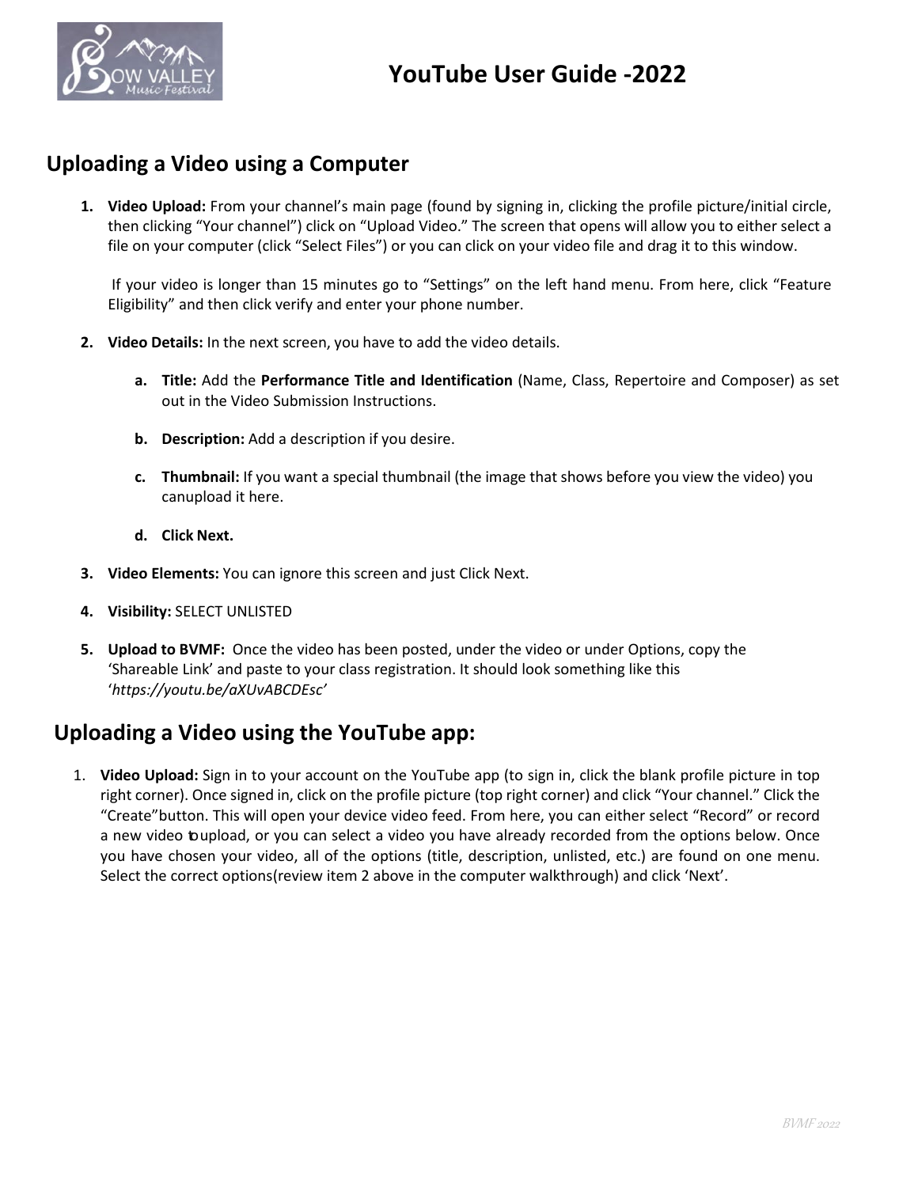# YouTube User Guide -2022

## Uploading a Video using a Computer

1. **Video Upload:** From your channel's main page (found by signing in, clicking the profile picture/initial circle, then clicking "Your channel") click on "Upload Video." The screen that opens will allow you to either select a file on your computer (click "Select Files") or you can click on your video file and drag it to this window.

   If your video is longer than 15 minutes go to "Settings" on the left hand menu. From here, click "Feature Eligibility" and then click verify and enter your phone number.

2. **Video Details:** In the next screen, you have to add the video details.

   a. **Title:** Add the **Performance Title and Identification** (Name, Class, Repertoire and Composer) as set out in the Video Submission Instructions.

   b. **Description:** Add a description if you desire.

   c. **Thumbnail:** If you want a special thumbnail (the image that shows before you view the video) you canupload it here.

   d. **Click Next.**

3. **Video Elements:** You can ignore this screen and just Click Next.

4. **Visibility:** SELECT UNLISTED

5. **Upload to BVMF:** Once the video has been posted, under the video or under Options, copy the 'Shareable Link' and paste to your class registration. It should look something like this '*https://youtu.be/aXUvABCDEsc*'

## Uploading a Video using the YouTube app:

1. **Video Upload:** Sign in to your account on the YouTube app (to sign in, click the blank profile picture in top right corner). Once signed in, click on the profile picture (top right corner) and click "Your channel." Click the "Create"button. This will open your device video feed. From here, you can either select "Record" or record a new video toupload, or you can select a video you have already recorded from the options below. Once you have chosen your video, all of the options (title, description, unlisted, etc.) are found on one menu. Select the correct options(review item 2 above in the computer walkthrough) and click 'Next'.